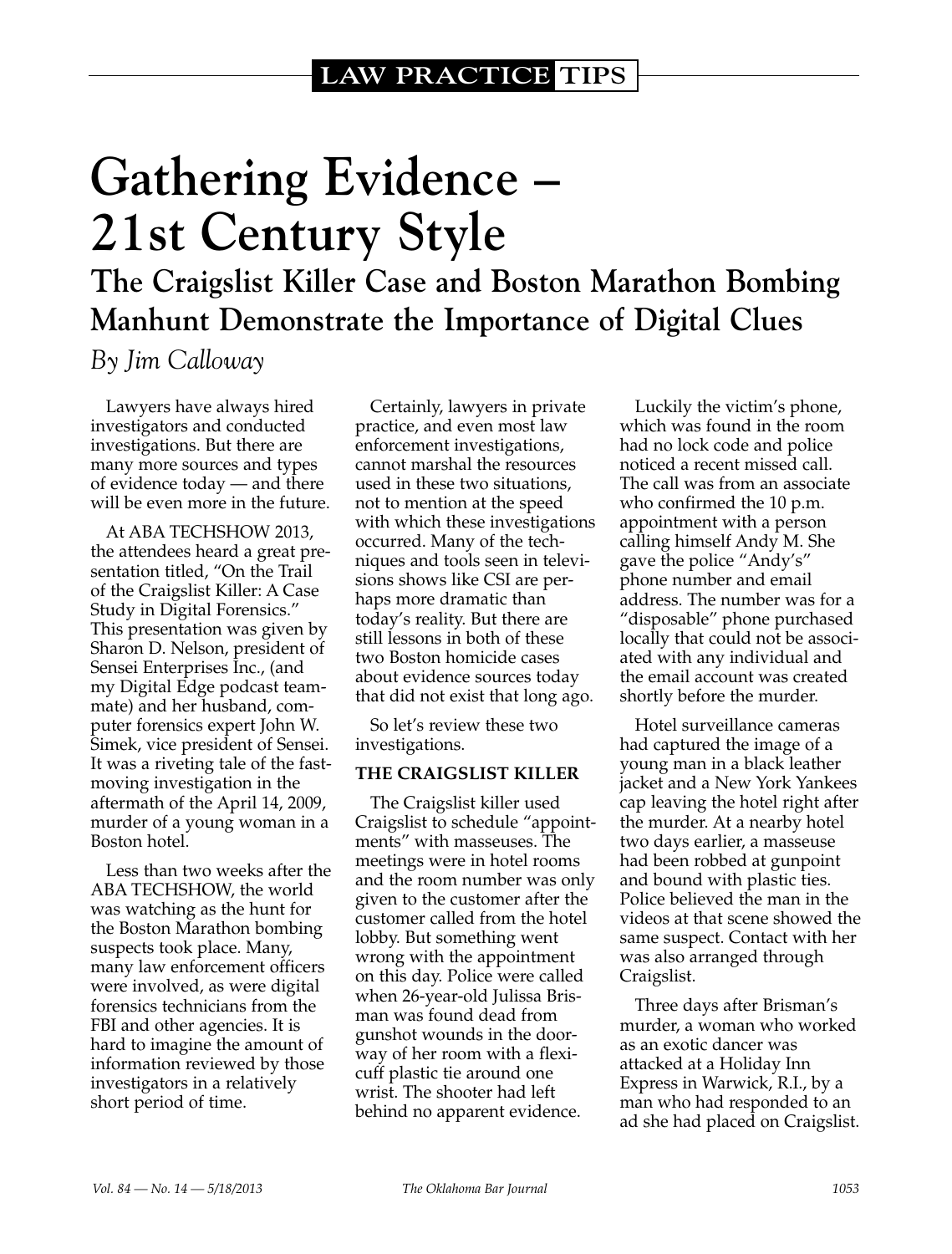LAW PRACTICE TIPS

# Gathering Evidence – 21st Century Style

## The Craigslist Killer Case and Boston Marathon Bombing Manhunt Demonstrate the Importance of Digital Clues

*By Jim Calloway*

Lawyers have always hired investigators and conducted investigations. But there are many more sources and types of evidence today — and there will be even more in the future.

At ABA TECHSHOW 2013, the attendees heard a great presentation titled, "On the Trail of the Craigslist Killer: A Case Study in Digital Forensics." This presentation was given by Sharon D. Nelson, president of Sensei Enterprises Inc., (and my Digital Edge podcast teammate) and her husband, computer forensics expert John W. Simek, vice president of Sensei. It was a riveting tale of the fast-moving investigation in the aftermath of the April 14, 2009, murder of a young woman in a Boston hotel.

Less than two weeks after the ABA TECHSHOW, the world was watching as the hunt for the Boston Marathon bombing suspects took place. Many, many law enforcement officers were involved, as were digital forensics technicians from the FBI and other agencies. It is hard to imagine the amount of information reviewed by those investigators in a relatively short period of time.

Certainly, lawyers in private practice, and even most law enforcement investigations, cannot marshal the resources used in these two situations, not to mention at the speed with which these investigations occurred. Many of the techniques and tools seen in televisions shows like CSI are perhaps more dramatic than today's reality. But there are still lessons in both of these two Boston homicide cases about evidence sources today that did not exist that long ago.

So let's review these two investigations.

### THE CRAIGSLIST KILLER

The Craigslist killer used Craigslist to schedule "appointments" with masseuses. The meetings were in hotel rooms and the room number was only given to the customer after the customer called from the hotel lobby. But something went wrong with the appointment on this day. Police were called when 26-year-old Julissa Brisman was found dead from gunshot wounds in the doorway of her room with a flexi-cuff plastic tie around one wrist. The shooter had left behind no apparent evidence.

Luckily the victim's phone, which was found in the room had no lock code and police noticed a recent missed call. The call was from an associate who confirmed the 10 p.m. appointment with a person calling himself Andy M. She gave the police "Andy's" phone number and email address. The number was for a "disposable" phone purchased locally that could not be associated with any individual and the email account was created shortly before the murder.

Hotel surveillance cameras had captured the image of a young man in a black leather jacket and a New York Yankees cap leaving the hotel right after the murder. At a nearby hotel two days earlier, a masseuse had been robbed at gunpoint and bound with plastic ties. Police believed the man in the videos at that scene showed the same suspect. Contact with her was also arranged through Craigslist.

Three days after Brisman's murder, a woman who worked as an exotic dancer was attacked at a Holiday Inn Express in Warwick, R.I., by a man who had responded to an ad she had placed on Craigslist.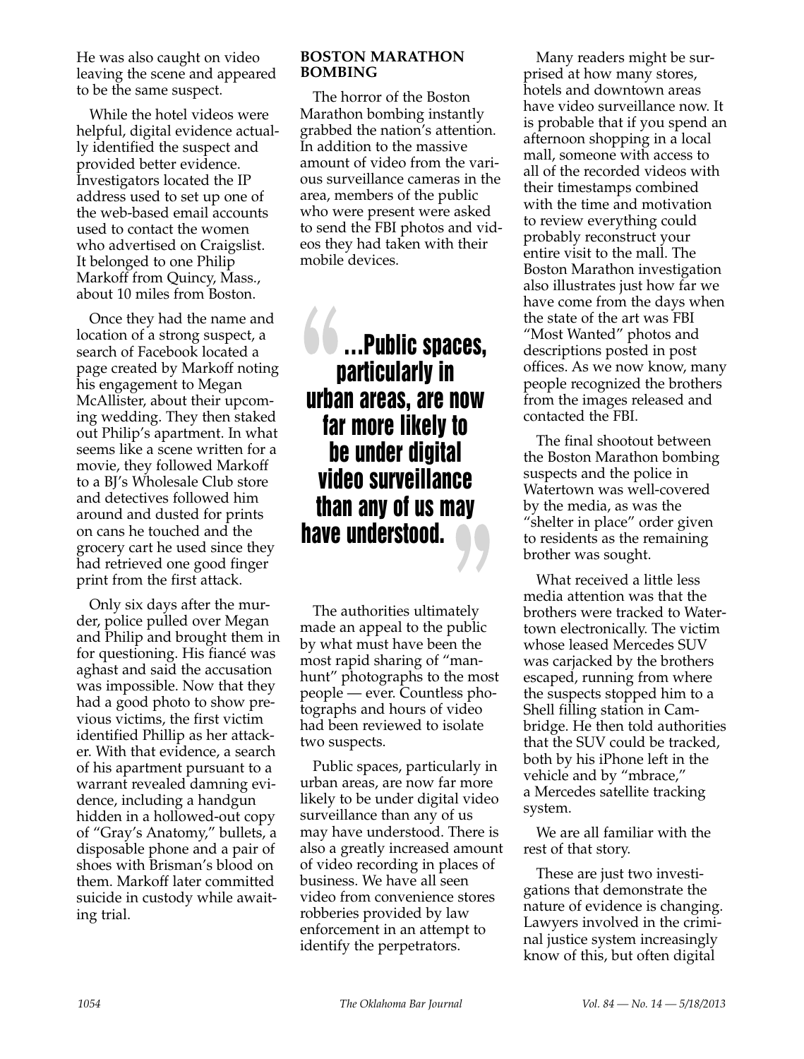He was also caught on video leaving the scene and appeared to be the same suspect.

While the hotel videos were helpful, digital evidence actually identified the suspect and provided better evidence. Investigators located the IP address used to set up one of the web-based email accounts used to contact the women who advertised on Craigslist. It belonged to one Philip Markoff from Quincy, Mass., about 10 miles from Boston.

Once they had the name and location of a strong suspect, a search of Facebook located a page created by Markoff noting his engagement to Megan McAllister, about their upcoming wedding. They then staked out Philip's apartment. In what seems like a scene written for a movie, they followed Markoff to a BJ's Wholesale Club store and detectives followed him around and dusted for prints on cans he touched and the grocery cart he used since they had retrieved one good finger print from the first attack.

Only six days after the murder, police pulled over Megan and Philip and brought them in for questioning. His fiancé was aghast and said the accusation was impossible. Now that they had a good photo to show previous victims, the first victim identified Phillip as her attacker. With that evidence, a search of his apartment pursuant to a warrant revealed damning evidence, including a handgun hidden in a hollowed-out copy of "Gray's Anatomy," bullets, a disposable phone and a pair of shoes with Brisman's blood on them. Markoff later committed suicide in custody while awaiting trial.

## BOSTON MARATHON BOMBING

The horror of the Boston Marathon bombing instantly grabbed the nation's attention. In addition to the massive amount of video from the various surveillance cameras in the area, members of the public who were present were asked to send the FBI photos and videos they had taken with their mobile devices.

> "...Public spaces, particularly in urban areas, are now far more likely to be under digital video surveillance than any of us may have understood."

The authorities ultimately made an appeal to the public by what must have been the most rapid sharing of "manhunt" photographs to the most people — ever. Countless photographs and hours of video had been reviewed to isolate two suspects.

Public spaces, particularly in urban areas, are now far more likely to be under digital video surveillance than any of us may have understood. There is also a greatly increased amount of video recording in places of business. We have all seen video from convenience stores robberies provided by law enforcement in an attempt to identify the perpetrators.

Many readers might be surprised at how many stores, hotels and downtown areas have video surveillance now. It is probable that if you spend an afternoon shopping in a local mall, someone with access to all of the recorded videos with their timestamps combined with the time and motivation to review everything could probably reconstruct your entire visit to the mall. The Boston Marathon investigation also illustrates just how far we have come from the days when the state of the art was FBI "Most Wanted" photos and descriptions posted in post offices. As we now know, many people recognized the brothers from the images released and contacted the FBI.

The final shootout between the Boston Marathon bombing suspects and the police in Watertown was well-covered by the media, as was the "shelter in place" order given to residents as the remaining brother was sought.

What received a little less media attention was that the brothers were tracked to Watertown electronically. The victim whose leased Mercedes SUV was carjacked by the brothers escaped, running from where the suspects stopped him to a Shell filling station in Cambridge. He then told authorities that the SUV could be tracked, both by his iPhone left in the vehicle and by "mbrace," a Mercedes satellite tracking system.

We are all familiar with the rest of that story.

These are just two investigations that demonstrate the nature of evidence is changing. Lawyers involved in the criminal justice system increasingly know of this, but often digital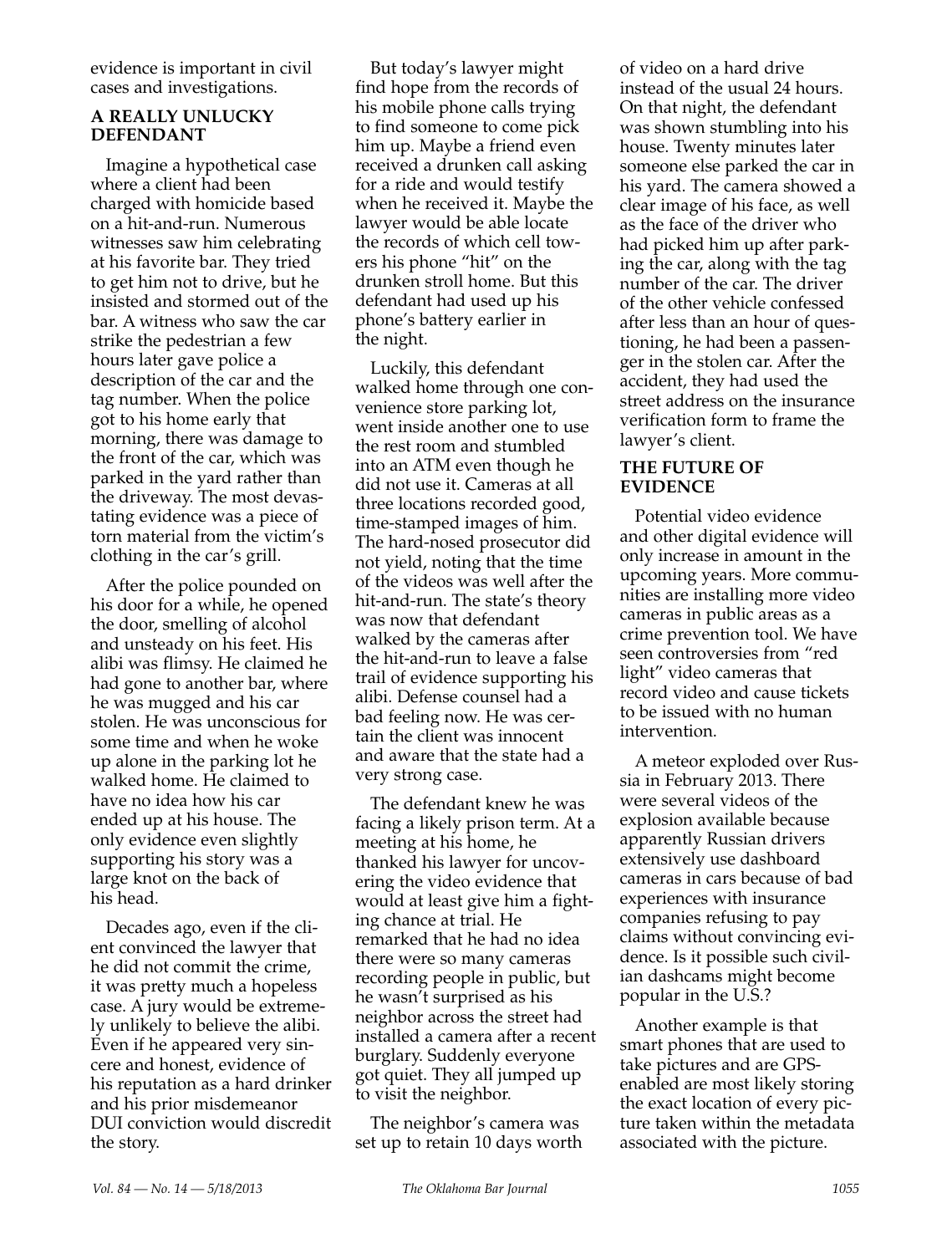evidence is important in civil cases and investigations.

### A REALLY UNLUCKY DEFENDANT

Imagine a hypothetical case where a client had been charged with homicide based on a hit-and-run. Numerous witnesses saw him celebrating at his favorite bar. They tried to get him not to drive, but he insisted and stormed out of the bar. A witness who saw the car strike the pedestrian a few hours later gave police a description of the car and the tag number. When the police got to his home early that morning, there was damage to the front of the car, which was parked in the yard rather than the driveway. The most devastating evidence was a piece of torn material from the victim's clothing in the car's grill.

After the police pounded on his door for a while, he opened the door, smelling of alcohol and unsteady on his feet. His alibi was flimsy. He claimed he had gone to another bar, where he was mugged and his car stolen. He was unconscious for some time and when he woke up alone in the parking lot he walked home. He claimed to have no idea how his car ended up at his house. The only evidence even slightly supporting his story was a large knot on the back of his head.

Decades ago, even if the client convinced the lawyer that he did not commit the crime, it was pretty much a hopeless case. A jury would be extremely unlikely to believe the alibi. Even if he appeared very sincere and honest, evidence of his reputation as a hard drinker and his prior misdemeanor DUI conviction would discredit the story.

But today's lawyer might find hope from the records of his mobile phone calls trying to find someone to come pick him up. Maybe a friend even received a drunken call asking for a ride and would testify when he received it. Maybe the lawyer would be able locate the records of which cell towers his phone "hit" on the drunken stroll home. But this defendant had used up his phone's battery earlier in the night.

Luckily, this defendant walked home through one convenience store parking lot, went inside another one to use the rest room and stumbled into an ATM even though he did not use it. Cameras at all three locations recorded good, time-stamped images of him. The hard-nosed prosecutor did not yield, noting that the time of the videos was well after the hit-and-run. The state's theory was now that defendant walked by the cameras after the hit-and-run to leave a false trail of evidence supporting his alibi. Defense counsel had a bad feeling now. He was certain the client was innocent and aware that the state had a very strong case.

The defendant knew he was facing a likely prison term. At a meeting at his home, he thanked his lawyer for uncovering the video evidence that would at least give him a fighting chance at trial. He remarked that he had no idea there were so many cameras recording people in public, but he wasn't surprised as his neighbor across the street had installed a camera after a recent burglary. Suddenly everyone got quiet. They all jumped up to visit the neighbor.

The neighbor's camera was set up to retain 10 days worth of video on a hard drive instead of the usual 24 hours. On that night, the defendant was shown stumbling into his house. Twenty minutes later someone else parked the car in his yard. The camera showed a clear image of his face, as well as the face of the driver who had picked him up after parking the car, along with the tag number of the car. The driver of the other vehicle confessed after less than an hour of questioning, he had been a passenger in the stolen car. After the accident, they had used the street address on the insurance verification form to frame the lawyer's client.

### THE FUTURE OF EVIDENCE

Potential video evidence and other digital evidence will only increase in amount in the upcoming years. More communities are installing more video cameras in public areas as a crime prevention tool. We have seen controversies from "red light" video cameras that record video and cause tickets to be issued with no human intervention.

A meteor exploded over Russia in February 2013. There were several videos of the explosion available because apparently Russian drivers extensively use dashboard cameras in cars because of bad experiences with insurance companies refusing to pay claims without convincing evidence. Is it possible such civilian dashcams might become popular in the U.S.?

Another example is that smart phones that are used to take pictures and are GPS-enabled are most likely storing the exact location of every picture taken within the metadata associated with the picture.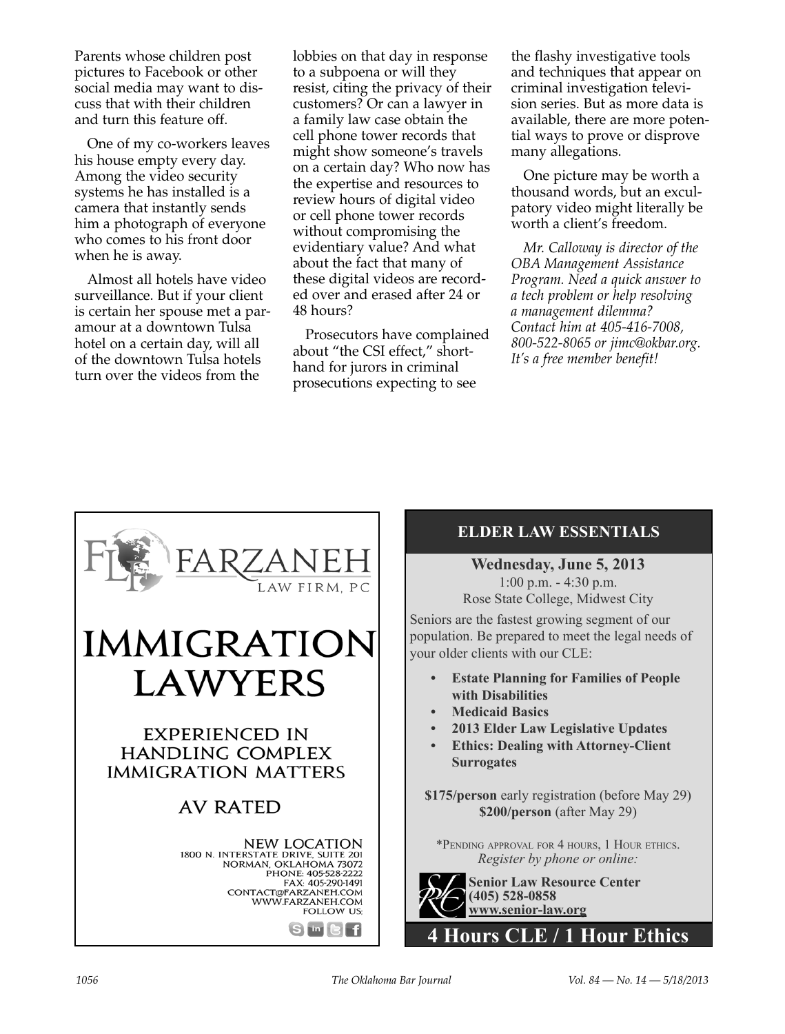Parents whose children post pictures to Facebook or other social media may want to discuss that with their children and turn this feature off.

One of my co-workers leaves his house empty every day. Among the video security systems he has installed is a camera that instantly sends him a photograph of everyone who comes to his front door when he is away.

Almost all hotels have video surveillance. But if your client is certain her spouse met a paramour at a downtown Tulsa hotel on a certain day, will all of the downtown Tulsa hotels turn over the videos from the lobbies on that day in response to a subpoena or will they resist, citing the privacy of their customers? Or can a lawyer in a family law case obtain the cell phone tower records that might show someone's travels on a certain day? Who now has the expertise and resources to review hours of digital video or cell phone tower records without compromising the evidentiary value? And what about the fact that many of these digital videos are recorded over and erased after 24 or 48 hours?

Prosecutors have complained about "the CSI effect," shorthand for jurors in criminal prosecutions expecting to see the flashy investigative tools and techniques that appear on criminal investigation television series. But as more data is available, there are more potential ways to prove or disprove many allegations.

One picture may be worth a thousand words, but an exculpatory video might literally be worth a client's freedom.

*Mr. Calloway is director of the OBA Management Assistance Program. Need a quick answer to a tech problem or help resolving a management dilemma? Contact him at 405-416-7008, 800-522-8065 or jimc@okbar.org. It's a free member benefit!*

---

FARZANEH LAW FIRM, PC

# IMMIGRATION LAWYERS

EXPERIENCED IN HANDLING COMPLEX IMMIGRATION MATTERS

AV RATED

NEW LOCATION
1800 N. INTERSTATE DRIVE, SUITE 201
NORMAN, OKLAHOMA 73072
PHONE: 405-528-2222
FAX: 405-290-1491
CONTACT@FARZANEH.COM
WWW.FARZANEH.COM
FOLLOW US:

---

## ELDER LAW ESSENTIALS

**Wednesday, June 5, 2013**
1:00 p.m. - 4:30 p.m.
Rose State College, Midwest City

Seniors are the fastest growing segment of our population. Be prepared to meet the legal needs of your older clients with our CLE:

- **Estate Planning for Families of People with Disabilities**
- **Medicaid Basics**
- **2013 Elder Law Legislative Updates**
- **Ethics: Dealing with Attorney-Client Surrogates**

**$175/person** early registration (before May 29)
**$200/person** (after May 29)

*Pending approval for 4 hours, 1 Hour ethics.
*Register by phone or online:*

**Senior Law Resource Center**
**(405) 528-0858**
**www.senior-law.org**

**4 Hours CLE / 1 Hour Ethics**